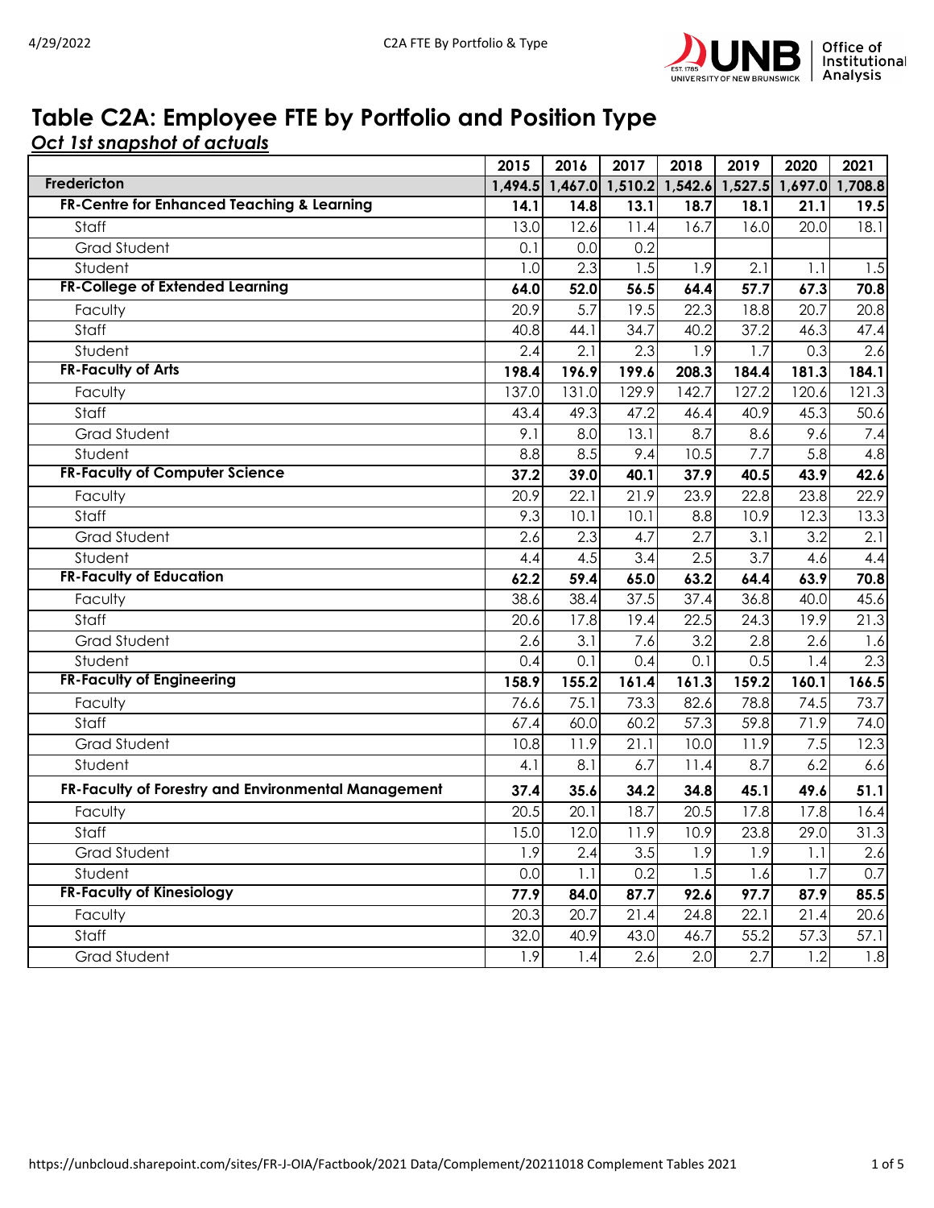# Table C2A: Employee FTE by Portfolio and Position Type

***Oct 1st snapshot of actuals***

| | 2015 | 2016 | 2017 | 2018 | 2019 | 2020 | 2021 |
|---|---|---|---|---|---|---|---|
| **Fredericton** | **1,494.5** | **1,467.0** | **1,510.2** | **1,542.6** | **1,527.5** | **1,697.0** | **1,708.8** |
| **FR-Centre for Enhanced Teaching & Learning** | **14.1** | **14.8** | **13.1** | **18.7** | **18.1** | **21.1** | **19.5** |
| Staff | 13.0 | 12.6 | 11.4 | 16.7 | 16.0 | 20.0 | 18.1 |
| Grad Student | 0.1 | 0.0 | 0.2 | | | | |
| Student | 1.0 | 2.3 | 1.5 | 1.9 | 2.1 | 1.1 | 1.5 |
| **FR-College of Extended Learning** | **64.0** | **52.0** | **56.5** | **64.4** | **57.7** | **67.3** | **70.8** |
| Faculty | 20.9 | 5.7 | 19.5 | 22.3 | 18.8 | 20.7 | 20.8 |
| Staff | 40.8 | 44.1 | 34.7 | 40.2 | 37.2 | 46.3 | 47.4 |
| Student | 2.4 | 2.1 | 2.3 | 1.9 | 1.7 | 0.3 | 2.6 |
| **FR-Faculty of Arts** | **198.4** | **196.9** | **199.6** | **208.3** | **184.4** | **181.3** | **184.1** |
| Faculty | 137.0 | 131.0 | 129.9 | 142.7 | 127.2 | 120.6 | 121.3 |
| Staff | 43.4 | 49.3 | 47.2 | 46.4 | 40.9 | 45.3 | 50.6 |
| Grad Student | 9.1 | 8.0 | 13.1 | 8.7 | 8.6 | 9.6 | 7.4 |
| Student | 8.8 | 8.5 | 9.4 | 10.5 | 7.7 | 5.8 | 4.8 |
| **FR-Faculty of Computer Science** | **37.2** | **39.0** | **40.1** | **37.9** | **40.5** | **43.9** | **42.6** |
| Faculty | 20.9 | 22.1 | 21.9 | 23.9 | 22.8 | 23.8 | 22.9 |
| Staff | 9.3 | 10.1 | 10.1 | 8.8 | 10.9 | 12.3 | 13.3 |
| Grad Student | 2.6 | 2.3 | 4.7 | 2.7 | 3.1 | 3.2 | 2.1 |
| Student | 4.4 | 4.5 | 3.4 | 2.5 | 3.7 | 4.6 | 4.4 |
| **FR-Faculty of Education** | **62.2** | **59.4** | **65.0** | **63.2** | **64.4** | **63.9** | **70.8** |
| Faculty | 38.6 | 38.4 | 37.5 | 37.4 | 36.8 | 40.0 | 45.6 |
| Staff | 20.6 | 17.8 | 19.4 | 22.5 | 24.3 | 19.9 | 21.3 |
| Grad Student | 2.6 | 3.1 | 7.6 | 3.2 | 2.8 | 2.6 | 1.6 |
| Student | 0.4 | 0.1 | 0.4 | 0.1 | 0.5 | 1.4 | 2.3 |
| **FR-Faculty of Engineering** | **158.9** | **155.2** | **161.4** | **161.3** | **159.2** | **160.1** | **166.5** |
| Faculty | 76.6 | 75.1 | 73.3 | 82.6 | 78.8 | 74.5 | 73.7 |
| Staff | 67.4 | 60.0 | 60.2 | 57.3 | 59.8 | 71.9 | 74.0 |
| Grad Student | 10.8 | 11.9 | 21.1 | 10.0 | 11.9 | 7.5 | 12.3 |
| Student | 4.1 | 8.1 | 6.7 | 11.4 | 8.7 | 6.2 | 6.6 |
| **FR-Faculty of Forestry and Environmental Management** | **37.4** | **35.6** | **34.2** | **34.8** | **45.1** | **49.6** | **51.1** |
| Faculty | 20.5 | 20.1 | 18.7 | 20.5 | 17.8 | 17.8 | 16.4 |
| Staff | 15.0 | 12.0 | 11.9 | 10.9 | 23.8 | 29.0 | 31.3 |
| Grad Student | 1.9 | 2.4 | 3.5 | 1.9 | 1.9 | 1.1 | 2.6 |
| Student | 0.0 | 1.1 | 0.2 | 1.5 | 1.6 | 1.7 | 0.7 |
| **FR-Faculty of Kinesiology** | **77.9** | **84.0** | **87.7** | **92.6** | **97.7** | **87.9** | **85.5** |
| Faculty | 20.3 | 20.7 | 21.4 | 24.8 | 22.1 | 21.4 | 20.6 |
| Staff | 32.0 | 40.9 | 43.0 | 46.7 | 55.2 | 57.3 | 57.1 |
| Grad Student | 1.9 | 1.4 | 2.6 | 2.0 | 2.7 | 1.2 | 1.8 |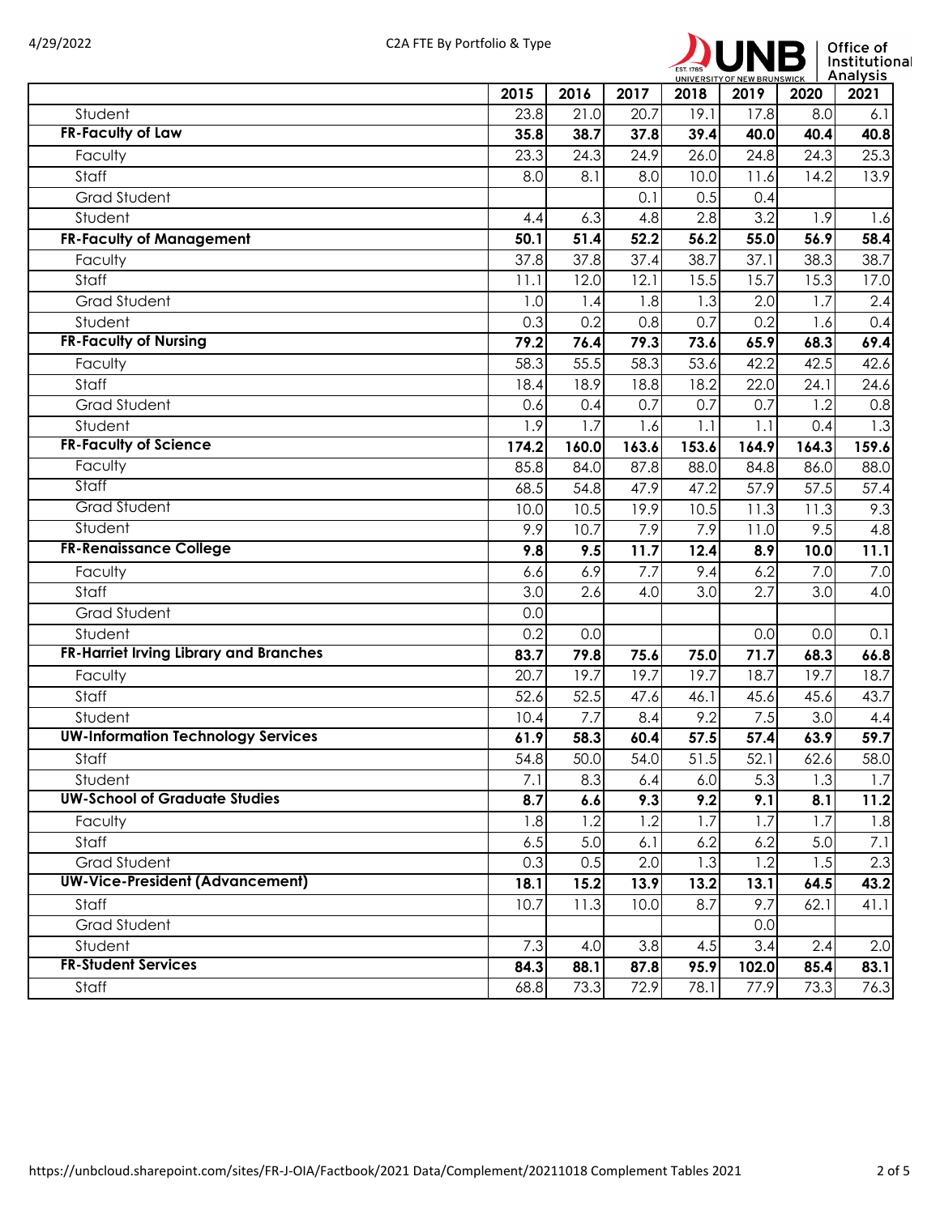| | 2015 | 2016 | 2017 | 2018 | 2019 | 2020 | 2021 |
|---|---|---|---|---|---|---|---|
| Student | 23.8 | 21.0 | 20.7 | 19.1 | 17.8 | 8.0 | 6.1 |
| **FR-Faculty of Law** | **35.8** | **38.7** | **37.8** | **39.4** | **40.0** | **40.4** | **40.8** |
| Faculty | 23.3 | 24.3 | 24.9 | 26.0 | 24.8 | 24.3 | 25.3 |
| Staff | 8.0 | 8.1 | 8.0 | 10.0 | 11.6 | 14.2 | 13.9 |
| Grad Student | | | 0.1 | 0.5 | 0.4 | | |
| Student | 4.4 | 6.3 | 4.8 | 2.8 | 3.2 | 1.9 | 1.6 |
| **FR-Faculty of Management** | **50.1** | **51.4** | **52.2** | **56.2** | **55.0** | **56.9** | **58.4** |
| Faculty | 37.8 | 37.8 | 37.4 | 38.7 | 37.1 | 38.3 | 38.7 |
| Staff | 11.1 | 12.0 | 12.1 | 15.5 | 15.7 | 15.3 | 17.0 |
| Grad Student | 1.0 | 1.4 | 1.8 | 1.3 | 2.0 | 1.7 | 2.4 |
| Student | 0.3 | 0.2 | 0.8 | 0.7 | 0.2 | 1.6 | 0.4 |
| **FR-Faculty of Nursing** | **79.2** | **76.4** | **79.3** | **73.6** | **65.9** | **68.3** | **69.4** |
| Faculty | 58.3 | 55.5 | 58.3 | 53.6 | 42.2 | 42.5 | 42.6 |
| Staff | 18.4 | 18.9 | 18.8 | 18.2 | 22.0 | 24.1 | 24.6 |
| Grad Student | 0.6 | 0.4 | 0.7 | 0.7 | 0.7 | 1.2 | 0.8 |
| Student | 1.9 | 1.7 | 1.6 | 1.1 | 1.1 | 0.4 | 1.3 |
| **FR-Faculty of Science** | **174.2** | **160.0** | **163.6** | **153.6** | **164.9** | **164.3** | **159.6** |
| Faculty | 85.8 | 84.0 | 87.8 | 88.0 | 84.8 | 86.0 | 88.0 |
| Staff | 68.5 | 54.8 | 47.9 | 47.2 | 57.9 | 57.5 | 57.4 |
| Grad Student | 10.0 | 10.5 | 19.9 | 10.5 | 11.3 | 11.3 | 9.3 |
| Student | 9.9 | 10.7 | 7.9 | 7.9 | 11.0 | 9.5 | 4.8 |
| **FR-Renaissance College** | **9.8** | **9.5** | **11.7** | **12.4** | **8.9** | **10.0** | **11.1** |
| Faculty | 6.6 | 6.9 | 7.7 | 9.4 | 6.2 | 7.0 | 7.0 |
| Staff | 3.0 | 2.6 | 4.0 | 3.0 | 2.7 | 3.0 | 4.0 |
| Grad Student | 0.0 | | | | | | |
| Student | 0.2 | 0.0 | | | 0.0 | 0.0 | 0.1 |
| **FR-Harriet Irving Library and Branches** | **83.7** | **79.8** | **75.6** | **75.0** | **71.7** | **68.3** | **66.8** |
| Faculty | 20.7 | 19.7 | 19.7 | 19.7 | 18.7 | 19.7 | 18.7 |
| Staff | 52.6 | 52.5 | 47.6 | 46.1 | 45.6 | 45.6 | 43.7 |
| Student | 10.4 | 7.7 | 8.4 | 9.2 | 7.5 | 3.0 | 4.4 |
| **UW-Information Technology Services** | **61.9** | **58.3** | **60.4** | **57.5** | **57.4** | **63.9** | **59.7** |
| Staff | 54.8 | 50.0 | 54.0 | 51.5 | 52.1 | 62.6 | 58.0 |
| Student | 7.1 | 8.3 | 6.4 | 6.0 | 5.3 | 1.3 | 1.7 |
| **UW-School of Graduate Studies** | **8.7** | **6.6** | **9.3** | **9.2** | **9.1** | **8.1** | **11.2** |
| Faculty | 1.8 | 1.2 | 1.2 | 1.7 | 1.7 | 1.7 | 1.8 |
| Staff | 6.5 | 5.0 | 6.1 | 6.2 | 6.2 | 5.0 | 7.1 |
| Grad Student | 0.3 | 0.5 | 2.0 | 1.3 | 1.2 | 1.5 | 2.3 |
| **UW-Vice-President (Advancement)** | **18.1** | **15.2** | **13.9** | **13.2** | **13.1** | **64.5** | **43.2** |
| Staff | 10.7 | 11.3 | 10.0 | 8.7 | 9.7 | 62.1 | 41.1 |
| Grad Student | | | | | 0.0 | | |
| Student | 7.3 | 4.0 | 3.8 | 4.5 | 3.4 | 2.4 | 2.0 |
| **FR-Student Services** | **84.3** | **88.1** | **87.8** | **95.9** | **102.0** | **85.4** | **83.1** |
| Staff | 68.8 | 73.3 | 72.9 | 78.1 | 77.9 | 73.3 | 76.3 |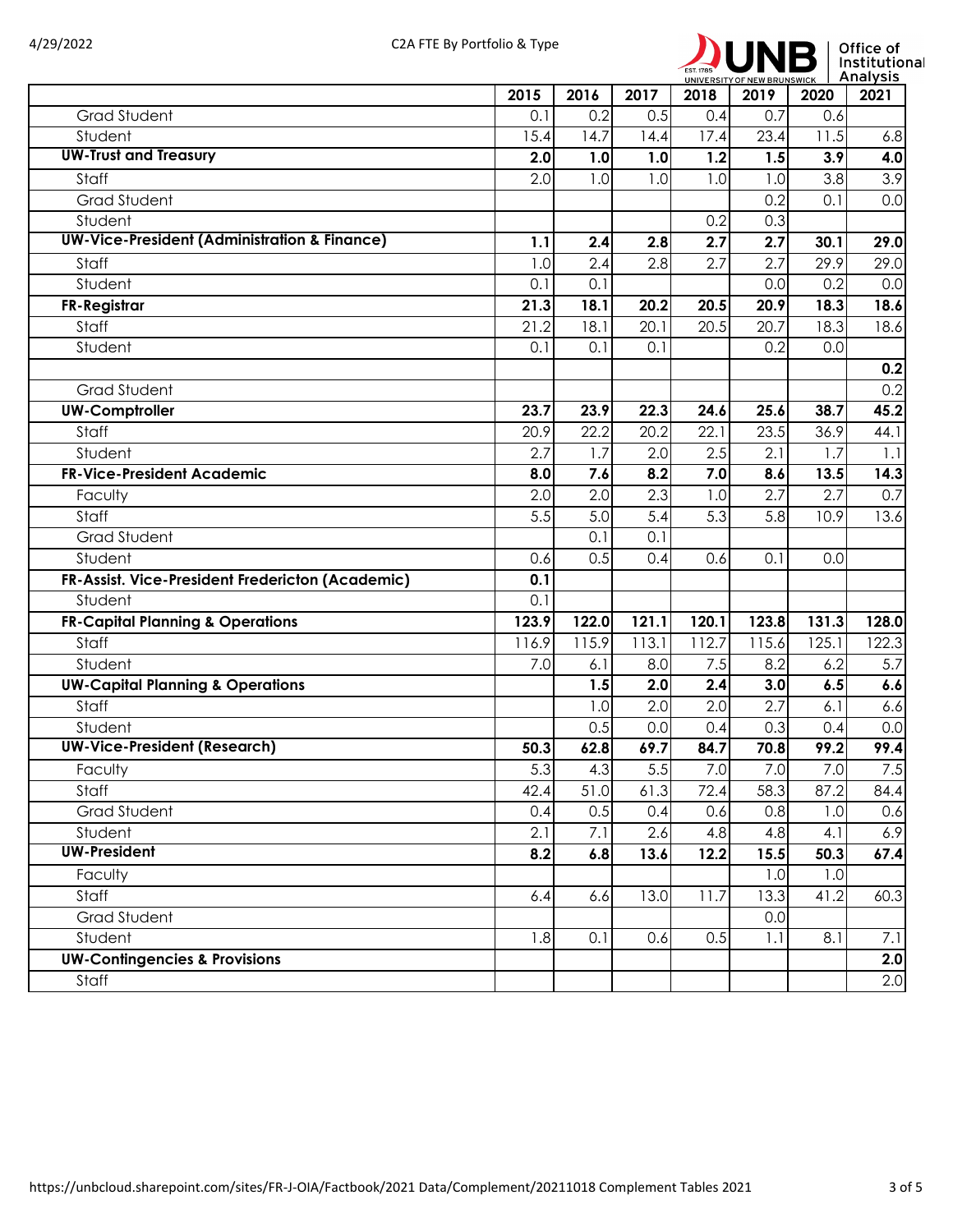| | 2015 | 2016 | 2017 | 2018 | 2019 | 2020 | 2021 |
|---|---|---|---|---|---|---|---|
| Grad Student | 0.1 | 0.2 | 0.5 | 0.4 | 0.7 | 0.6 | |
| Student | 15.4 | 14.7 | 14.4 | 17.4 | 23.4 | 11.5 | 6.8 |
| **UW-Trust and Treasury** | **2.0** | **1.0** | **1.0** | **1.2** | **1.5** | **3.9** | **4.0** |
| Staff | 2.0 | 1.0 | 1.0 | 1.0 | 1.0 | 3.8 | 3.9 |
| Grad Student | | | | | 0.2 | 0.1 | 0.0 |
| Student | | | | 0.2 | 0.3 | | |
| **UW-Vice-President (Administration & Finance)** | **1.1** | **2.4** | **2.8** | **2.7** | **2.7** | **30.1** | **29.0** |
| Staff | 1.0 | 2.4 | 2.8 | 2.7 | 2.7 | 29.9 | 29.0 |
| Student | 0.1 | 0.1 | | | 0.0 | 0.2 | 0.0 |
| **FR-Registrar** | **21.3** | **18.1** | **20.2** | **20.5** | **20.9** | **18.3** | **18.6** |
| Staff | 21.2 | 18.1 | 20.1 | 20.5 | 20.7 | 18.3 | 18.6 |
| Student | 0.1 | 0.1 | 0.1 | | 0.2 | 0.0 | |
| | | | | | | | **0.2** |
| Grad Student | | | | | | | 0.2 |
| **UW-Comptroller** | **23.7** | **23.9** | **22.3** | **24.6** | **25.6** | **38.7** | **45.2** |
| Staff | 20.9 | 22.2 | 20.2 | 22.1 | 23.5 | 36.9 | 44.1 |
| Student | 2.7 | 1.7 | 2.0 | 2.5 | 2.1 | 1.7 | 1.1 |
| **FR-Vice-President Academic** | **8.0** | **7.6** | **8.2** | **7.0** | **8.6** | **13.5** | **14.3** |
| Faculty | 2.0 | 2.0 | 2.3 | 1.0 | 2.7 | 2.7 | 0.7 |
| Staff | 5.5 | 5.0 | 5.4 | 5.3 | 5.8 | 10.9 | 13.6 |
| Grad Student | | 0.1 | 0.1 | | | | |
| Student | 0.6 | 0.5 | 0.4 | 0.6 | 0.1 | 0.0 | |
| **FR-Assist. Vice-President Fredericton (Academic)** | **0.1** | | | | | | |
| Student | 0.1 | | | | | | |
| **FR-Capital Planning & Operations** | **123.9** | **122.0** | **121.1** | **120.1** | **123.8** | **131.3** | **128.0** |
| Staff | 116.9 | 115.9 | 113.1 | 112.7 | 115.6 | 125.1 | 122.3 |
| Student | 7.0 | 6.1 | 8.0 | 7.5 | 8.2 | 6.2 | 5.7 |
| **UW-Capital Planning & Operations** | | **1.5** | **2.0** | **2.4** | **3.0** | **6.5** | **6.6** |
| Staff | | 1.0 | 2.0 | 2.0 | 2.7 | 6.1 | 6.6 |
| Student | | 0.5 | 0.0 | 0.4 | 0.3 | 0.4 | 0.0 |
| **UW-Vice-President (Research)** | **50.3** | **62.8** | **69.7** | **84.7** | **70.8** | **99.2** | **99.4** |
| Faculty | 5.3 | 4.3 | 5.5 | 7.0 | 7.0 | 7.0 | 7.5 |
| Staff | 42.4 | 51.0 | 61.3 | 72.4 | 58.3 | 87.2 | 84.4 |
| Grad Student | 0.4 | 0.5 | 0.4 | 0.6 | 0.8 | 1.0 | 0.6 |
| Student | 2.1 | 7.1 | 2.6 | 4.8 | 4.8 | 4.1 | 6.9 |
| **UW-President** | **8.2** | **6.8** | **13.6** | **12.2** | **15.5** | **50.3** | **67.4** |
| Faculty | | | | | 1.0 | 1.0 | |
| Staff | 6.4 | 6.6 | 13.0 | 11.7 | 13.3 | 41.2 | 60.3 |
| Grad Student | | | | | 0.0 | | |
| Student | 1.8 | 0.1 | 0.6 | 0.5 | 1.1 | 8.1 | 7.1 |
| **UW-Contingencies & Provisions** | | | | | | | **2.0** |
| Staff | | | | | | | 2.0 |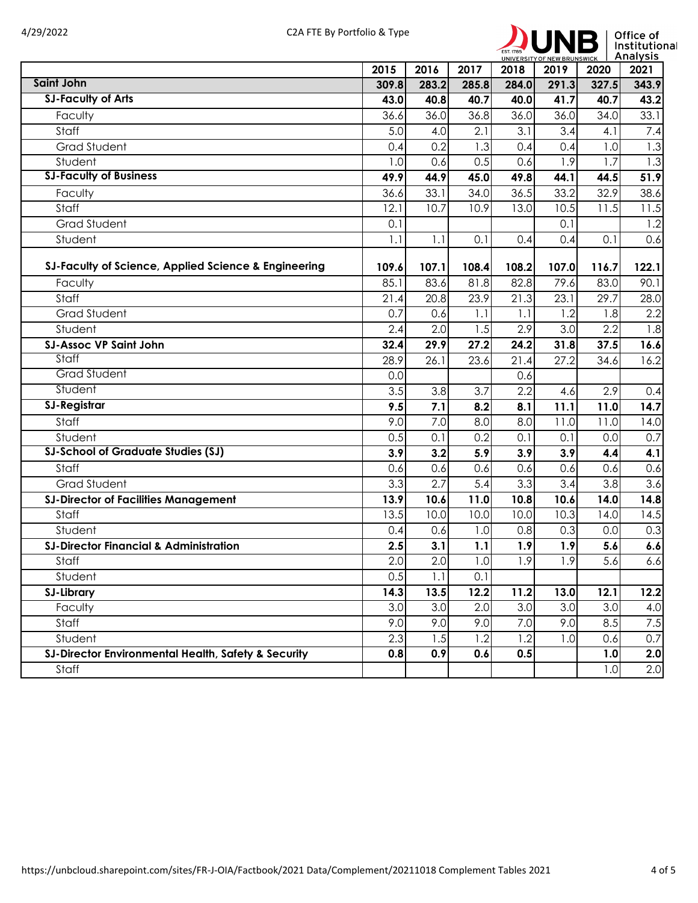| | 2015 | 2016 | 2017 | 2018 | 2019 | 2020 | 2021 |
|---|---|---|---|---|---|---|---|
| **Saint John** | **309.8** | **283.2** | **285.8** | **284.0** | **291.3** | **327.5** | **343.9** |
| **SJ-Faculty of Arts** | **43.0** | **40.8** | **40.7** | **40.0** | **41.7** | **40.7** | **43.2** |
| Faculty | 36.6 | 36.0 | 36.8 | 36.0 | 36.0 | 34.0 | 33.1 |
| Staff | 5.0 | 4.0 | 2.1 | 3.1 | 3.4 | 4.1 | 7.4 |
| Grad Student | 0.4 | 0.2 | 1.3 | 0.4 | 0.4 | 1.0 | 1.3 |
| Student | 1.0 | 0.6 | 0.5 | 0.6 | 1.9 | 1.7 | 1.3 |
| **SJ-Faculty of Business** | **49.9** | **44.9** | **45.0** | **49.8** | **44.1** | **44.5** | **51.9** |
| Faculty | 36.6 | 33.1 | 34.0 | 36.5 | 33.2 | 32.9 | 38.6 |
| Staff | 12.1 | 10.7 | 10.9 | 13.0 | 10.5 | 11.5 | 11.5 |
| Grad Student | 0.1 | | | | 0.1 | | 1.2 |
| Student | 1.1 | 1.1 | 0.1 | 0.4 | 0.4 | 0.1 | 0.6 |
| **SJ-Faculty of Science, Applied Science & Engineering** | **109.6** | **107.1** | **108.4** | **108.2** | **107.0** | **116.7** | **122.1** |
| Faculty | 85.1 | 83.6 | 81.8 | 82.8 | 79.6 | 83.0 | 90.1 |
| Staff | 21.4 | 20.8 | 23.9 | 21.3 | 23.1 | 29.7 | 28.0 |
| Grad Student | 0.7 | 0.6 | 1.1 | 1.1 | 1.2 | 1.8 | 2.2 |
| Student | 2.4 | 2.0 | 1.5 | 2.9 | 3.0 | 2.2 | 1.8 |
| **SJ-Assoc VP Saint John** | **32.4** | **29.9** | **27.2** | **24.2** | **31.8** | **37.5** | **16.6** |
| Staff | 28.9 | 26.1 | 23.6 | 21.4 | 27.2 | 34.6 | 16.2 |
| Grad Student | 0.0 | | | 0.6 | | | |
| Student | 3.5 | 3.8 | 3.7 | 2.2 | 4.6 | 2.9 | 0.4 |
| **SJ-Registrar** | **9.5** | **7.1** | **8.2** | **8.1** | **11.1** | **11.0** | **14.7** |
| Staff | 9.0 | 7.0 | 8.0 | 8.0 | 11.0 | 11.0 | 14.0 |
| Student | 0.5 | 0.1 | 0.2 | 0.1 | 0.1 | 0.0 | 0.7 |
| **SJ-School of Graduate Studies (SJ)** | **3.9** | **3.2** | **5.9** | **3.9** | **3.9** | **4.4** | **4.1** |
| Staff | 0.6 | 0.6 | 0.6 | 0.6 | 0.6 | 0.6 | 0.6 |
| Grad Student | 3.3 | 2.7 | 5.4 | 3.3 | 3.4 | 3.8 | 3.6 |
| **SJ-Director of Facilities Management** | **13.9** | **10.6** | **11.0** | **10.8** | **10.6** | **14.0** | **14.8** |
| Staff | 13.5 | 10.0 | 10.0 | 10.0 | 10.3 | 14.0 | 14.5 |
| Student | 0.4 | 0.6 | 1.0 | 0.8 | 0.3 | 0.0 | 0.3 |
| **SJ-Director Financial & Administration** | **2.5** | **3.1** | **1.1** | **1.9** | **1.9** | **5.6** | **6.6** |
| Staff | 2.0 | 2.0 | 1.0 | 1.9 | 1.9 | 5.6 | 6.6 |
| Student | 0.5 | 1.1 | 0.1 | | | | |
| **SJ-Library** | **14.3** | **13.5** | **12.2** | **11.2** | **13.0** | **12.1** | **12.2** |
| Faculty | 3.0 | 3.0 | 2.0 | 3.0 | 3.0 | 3.0 | 4.0 |
| Staff | 9.0 | 9.0 | 9.0 | 7.0 | 9.0 | 8.5 | 7.5 |
| Student | 2.3 | 1.5 | 1.2 | 1.2 | 1.0 | 0.6 | 0.7 |
| **SJ-Director Environmental Health, Safety & Security** | **0.8** | **0.9** | **0.6** | **0.5** | | **1.0** | **2.0** |
| Staff | | | | | | 1.0 | 2.0 |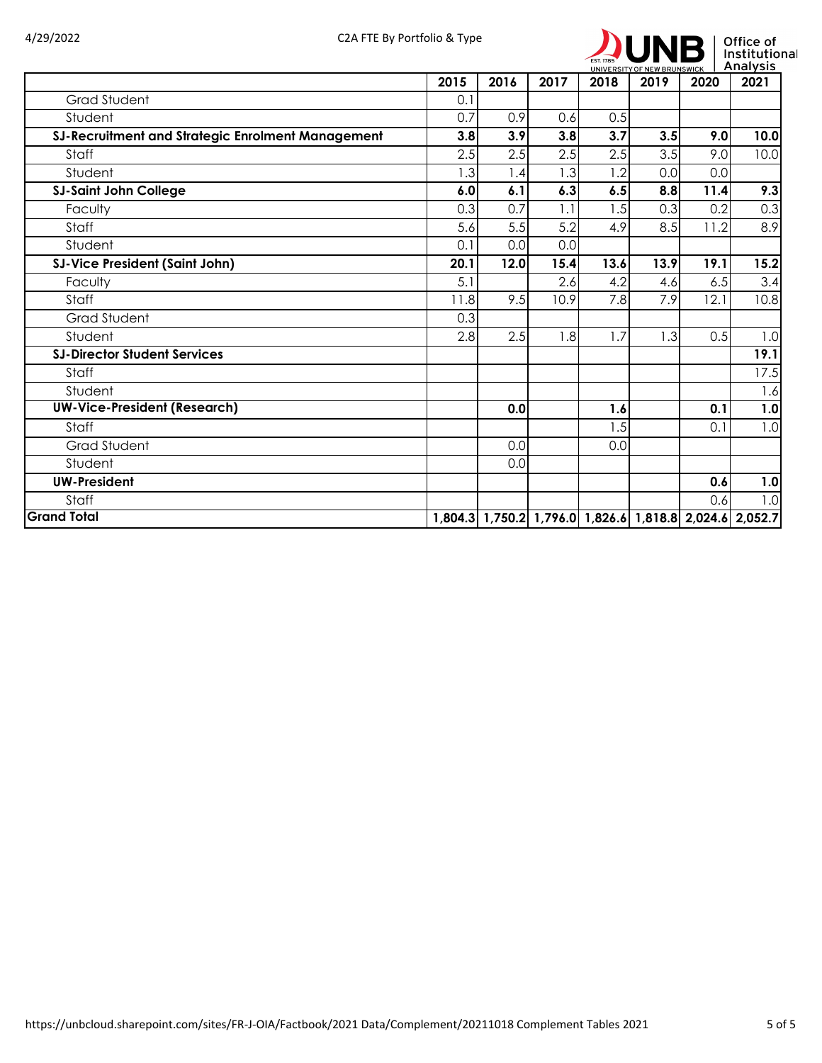| | 2015 | 2016 | 2017 | 2018 | 2019 | 2020 | 2021 |
|---|---|---|---|---|---|---|---|
| Grad Student | 0.1 | | | | | | |
| Student | 0.7 | 0.9 | 0.6 | 0.5 | | | |
| **SJ-Recruitment and Strategic Enrolment Management** | **3.8** | **3.9** | **3.8** | **3.7** | **3.5** | **9.0** | **10.0** |
| Staff | 2.5 | 2.5 | 2.5 | 2.5 | 3.5 | 9.0 | 10.0 |
| Student | 1.3 | 1.4 | 1.3 | 1.2 | 0.0 | 0.0 | |
| **SJ-Saint John College** | **6.0** | **6.1** | **6.3** | **6.5** | **8.8** | **11.4** | **9.3** |
| Faculty | 0.3 | 0.7 | 1.1 | 1.5 | 0.3 | 0.2 | 0.3 |
| Staff | 5.6 | 5.5 | 5.2 | 4.9 | 8.5 | 11.2 | 8.9 |
| Student | 0.1 | 0.0 | 0.0 | | | | |
| **SJ-Vice President (Saint John)** | **20.1** | **12.0** | **15.4** | **13.6** | **13.9** | **19.1** | **15.2** |
| Faculty | 5.1 | | 2.6 | 4.2 | 4.6 | 6.5 | 3.4 |
| Staff | 11.8 | 9.5 | 10.9 | 7.8 | 7.9 | 12.1 | 10.8 |
| Grad Student | 0.3 | | | | | | |
| Student | 2.8 | 2.5 | 1.8 | 1.7 | 1.3 | 0.5 | 1.0 |
| **SJ-Director Student Services** | | | | | | | **19.1** |
| Staff | | | | | | | 17.5 |
| Student | | | | | | | 1.6 |
| **UW-Vice-President (Research)** | | **0.0** | | **1.6** | | **0.1** | **1.0** |
| Staff | | | | 1.5 | | 0.1 | 1.0 |
| Grad Student | | 0.0 | | 0.0 | | | |
| Student | | 0.0 | | | | | |
| **UW-President** | | | | | | **0.6** | **1.0** |
| Staff | | | | | | 0.6 | 1.0 |
| **Grand Total** | **1,804.3** | **1,750.2** | **1,796.0** | **1,826.6** | **1,818.8** | **2,024.6** | **2,052.7** |